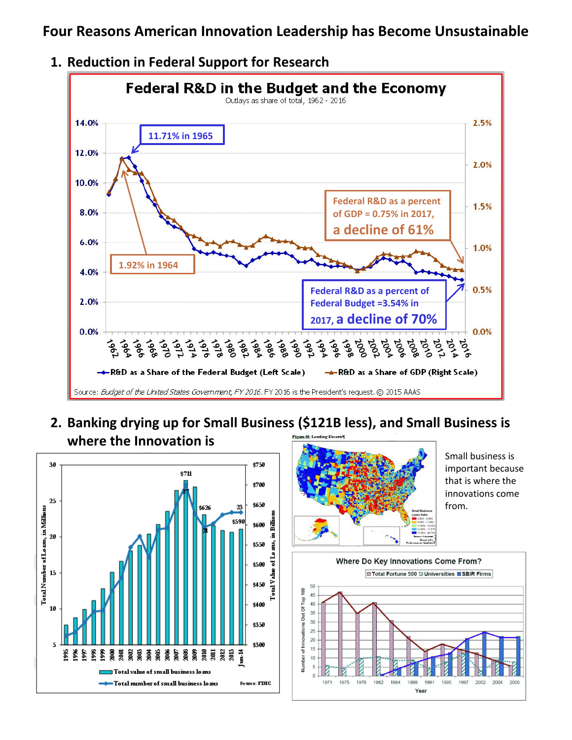# Four Reasons American Innovation Leadership has Become Unsustainable

## 1. Reduction in Federal Support for Research

**Federal R&D in the Budget and the Economy**

Outlays as share of total, 1962 - 2016

11.71% in 1965

1.92% in 1964

Federal R&D as a percent of GDP = 0.75% in 2017, a decline of 61%

Federal R&D as a percent of Federal Budget =3.54% in 2017, a decline of 70%

R&D as a Share of the Federal Budget (Left Scale) — R&D as a Share of GDP (Right Scale)

Source: *Budget of the United States Government, FY 2016.* FY 2016 is the President's request. © 2015 AAAS

## 2. Banking drying up for Small Business ($121B less), and Small Business is where the Innovation is

Total value of small business loans

Total number of small business loans

Source: FDIC

Figure 10. Lending Deserts

Small business is important because that is where the innovations come from.

**Where Do Key Innovations Come From?**

Total Fortune 500 / Universities / SBIR Firms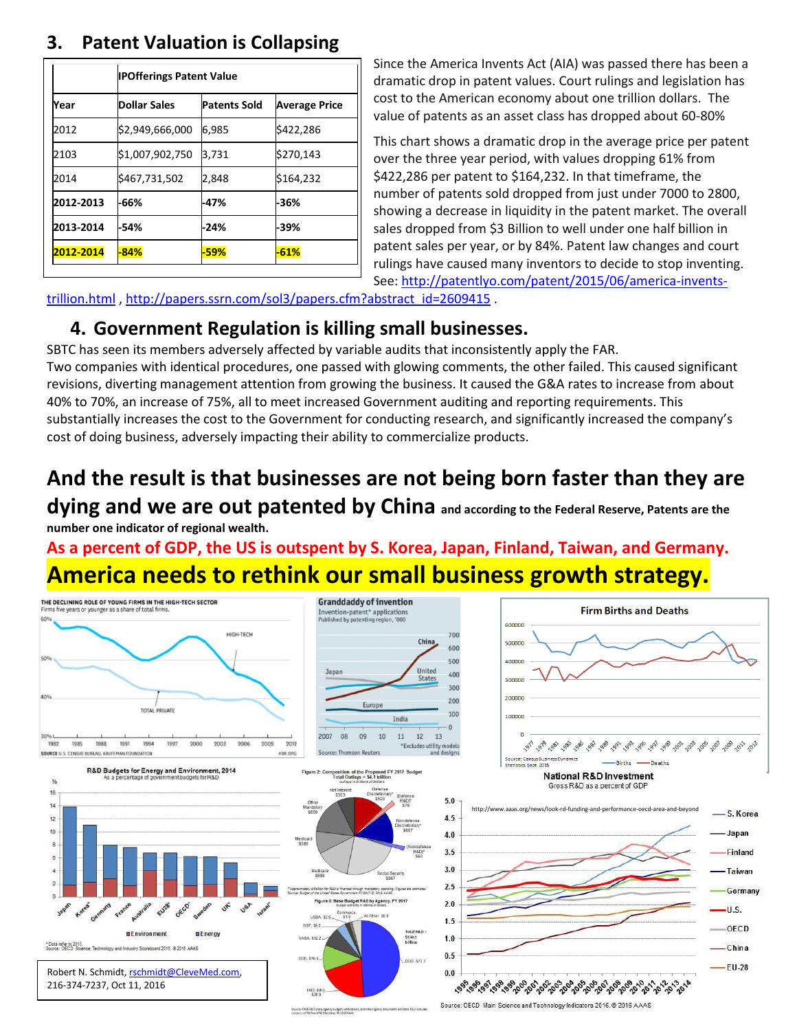## 3. Patent Valuation is Collapsing

| | IPOfferings Patent Value | | |
|---|---|---|---|
| Year | Dollar Sales | Patents Sold | Average Price |
| 2012 | $2,949,666,000 | 6,985 | $422,286 |
| 2103 | $1,007,902,750 | 3,731 | $270,143 |
| 2014 | $467,731,502 | 2,848 | $164,232 |
| **2012-2013** | **-66%** | **-47%** | **-36%** |
| **2013-2014** | **-54%** | **-24%** | **-39%** |
| **2012-2014** | **-84%** | **-59%** | **-61%** |

Since the America Invents Act (AIA) was passed there has been a dramatic drop in patent values. Court rulings and legislation has cost to the American economy about one trillion dollars. The value of patents as an asset class has dropped about 60-80%

This chart shows a dramatic drop in the average price per patent over the three year period, with values dropping 61% from $422,286 per patent to $164,232. In that timeframe, the number of patents sold dropped from just under 7000 to 2800, showing a decrease in liquidity in the patent market. The overall sales dropped from $3 Billion to well under one half billion in patent sales per year, or by 84%. Patent law changes and court rulings have caused many inventors to decide to stop inventing. See: http://patentlyo.com/patent/2015/06/america-invents-trillion.html , http://papers.ssrn.com/sol3/papers.cfm?abstract_id=2609415 .

## 4. Government Regulation is killing small businesses.

SBTC has seen its members adversely affected by variable audits that inconsistently apply the FAR.
Two companies with identical procedures, one passed with glowing comments, the other failed. This caused significant revisions, diverting management attention from growing the business. It caused the G&A rates to increase from about 40% to 70%, an increase of 75%, all to meet increased Government auditing and reporting requirements. This substantially increases the cost to the Government for conducting research, and significantly increased the company's cost of doing business, adversely impacting their ability to commercialize products.

## And the result is that businesses are not being born faster than they are dying and we are out patented by China **and according to the Federal Reserve, Patents are the number one indicator of regional wealth.**

**As a percent of GDP, the US is outspent by S. Korea, Japan, Finland, Taiwan, and Germany.**

## America needs to rethink our small business growth strategy.

THE DECLINING ROLE OF YOUNG FIRMS IN THE HIGH-TECH SECTOR
Firms five years or younger as a share of total firms.
60%
50%
40%
30%
HIGH-TECH
TOTAL PRIVATE
1982 1985 1988 1991 1994 1997 2000 2003 2006 2009 2012
SOURCE U.S. CENSUS BUREAU, KAUFFMAN FOUNDATION
HBR.ORG

Granddaddy of invention
Invention-patent* applications
Published by patenting region, '000
700 600 500 400 300 200 100 0
China
Japan
United States
Europe
India
2007 08 09 10 11 12 13
*Excludes utility models and designs
Source: Thomson Reuters

Firm Births and Deaths
600000
500000
400000
300000
200000
100000
0
1977 1979 1981 1983 1985 1987 1989 1991 1993 1995 1997 1999 2001 2003 2005 2007 2009 2011 2013
Source: Census Business Dynamics Statistics Sept. 2015
Births
Deaths

R&D Budgets for Energy and Environment, 2014
As a percentage of government budgets for R&D
%
16 14 12 10 8 6 4 2 0
Japan Korea* Germany France Australia EU28* OECD* Sweden UK* USA Israel*
Environment
Energy
*Data refer to 2013.
Source: OECD Science, Technology and Industry Scoreboard 2015. © 2016 AAAS

Figure 2: Composition of the Proposed FY 2017 Budget
Total Outlays = $4.1 trillion
outlays in billions of dollars
Net interest $303
Defense Discretionary* $520
[Defense R&D]* $79
Other Mandatory $656
Nondefense Discretionary* $557
[Nondefense R&D]* $68
Medicaid $386
Medicare $598
Social Security $967
Figure 3: Base Budget R&D by Agency, FY 2017
budget authority in billions of dollars
USDA, $2.6
NSF, $6.2
Commerce, $1.9
All Other, $6.0
NASA, $12.2
Total R&D = $154.1 billion
DOE, $16.6
DOD, $72.7
HHS (NIH), $26.9

National R&D Investment
Gross R&D as a percent of GDP
http://www.aaas.org/news/look-rd-funding-and-performance-oecd-area-and-beyond
5.0 4.5 4.0 3.5 3.0 2.5 2.0 1.5 1.0 0.5 0.0
1995 1996 1997 1998 1999 2000 2001 2002 2003 2004 2005 2006 2007 2008 2009 2010 2011 2012 2013 2014
S. Korea
Japan
Finland
Taiwan
Germany
U.S.
OECD
China
EU-28
Source: OECD Main Science and Technology Indicators 2016. © 2016 AAAS

Robert N. Schmidt, rschmidt@CleveMed.com, 216-374-7237, Oct 11, 2016